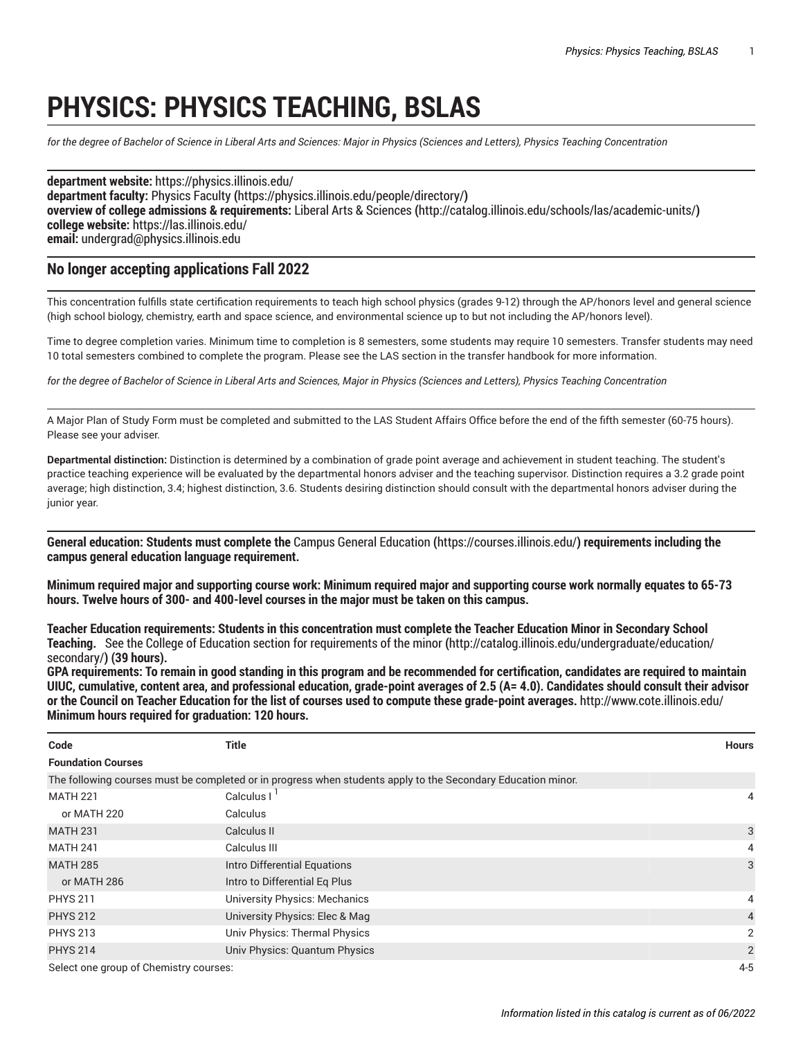# PHYSICS: PHYSICS TEACHING, BSLAS

*for the degree of Bachelor of Science in Liberal Arts and Sciences: Major in Physics (Sciences and Letters), Physics Teaching Concentration*

**department website:** https://physics.illinois.edu/
**department faculty:** Physics Faculty **(**https://physics.illinois.edu/people/directory/**)**
**overview of college admissions & requirements:** Liberal Arts & Sciences **(**http://catalog.illinois.edu/schools/las/academic-units/**)**
**college website:** https://las.illinois.edu/
**email:** undergrad@physics.illinois.edu

## No longer accepting applications Fall 2022

This concentration fulfills state certification requirements to teach high school physics (grades 9-12) through the AP/honors level and general science (high school biology, chemistry, earth and space science, and environmental science up to but not including the AP/honors level).

Time to degree completion varies. Minimum time to completion is 8 semesters, some students may require 10 semesters. Transfer students may need 10 total semesters combined to complete the program. Please see the LAS section in the transfer handbook for more information.

*for the degree of Bachelor of Science in Liberal Arts and Sciences, Major in Physics (Sciences and Letters), Physics Teaching Concentration*

A Major Plan of Study Form must be completed and submitted to the LAS Student Affairs Office before the end of the fifth semester (60-75 hours). Please see your adviser.

**Departmental distinction:** Distinction is determined by a combination of grade point average and achievement in student teaching. The student's practice teaching experience will be evaluated by the departmental honors adviser and the teaching supervisor. Distinction requires a 3.2 grade point average; high distinction, 3.4; highest distinction, 3.6. Students desiring distinction should consult with the departmental honors adviser during the junior year.

**General education: Students must complete the** Campus General Education **(**https://courses.illinois.edu/**) requirements including the campus general education language requirement.**

**Minimum required major and supporting course work: Minimum required major and supporting course work normally equates to 65-73 hours. Twelve hours of 300- and 400-level courses in the major must be taken on this campus.**

**Teacher Education requirements: Students in this concentration must complete the Teacher Education Minor in Secondary School Teaching.** See the College of Education section for requirements of the minor **(**http://catalog.illinois.edu/undergraduate/education/secondary/**) (39 hours).**
**GPA requirements: To remain in good standing in this program and be recommended for certification, candidates are required to maintain UIUC, cumulative, content area, and professional education, grade-point averages of 2.5 (A= 4.0). Candidates should consult their advisor or the Council on Teacher Education for the list of courses used to compute these grade-point averages.** http://www.cote.illinois.edu/
**Minimum hours required for graduation: 120 hours.**

| Code | Title | Hours |
|---|---|---|
| **Foundation Courses** | | |
| The following courses must be completed or in progress when students apply to the Secondary Education minor. | | |
| MATH 221 | Calculus I [1] | 4 |
| or MATH 220 | Calculus | |
| MATH 231 | Calculus II | 3 |
| MATH 241 | Calculus III | 4 |
| MATH 285 | Intro Differential Equations | 3 |
| or MATH 286 | Intro to Differential Eq Plus | |
| PHYS 211 | University Physics: Mechanics | 4 |
| PHYS 212 | University Physics: Elec & Mag | 4 |
| PHYS 213 | Univ Physics: Thermal Physics | 2 |
| PHYS 214 | Univ Physics: Quantum Physics | 2 |
| Select one group of Chemistry courses: | | 4-5 |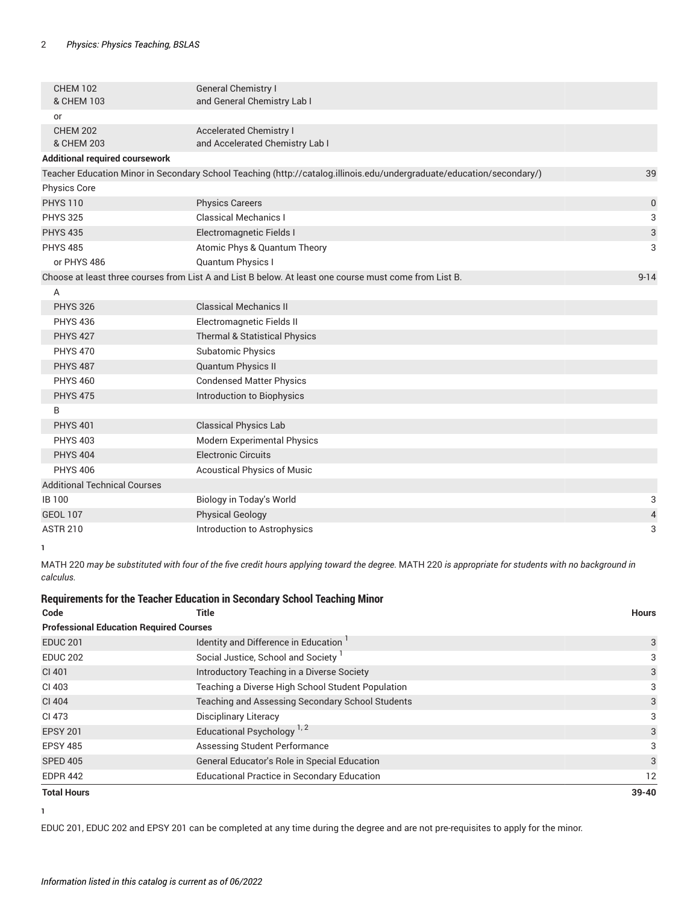| | | |
|---|---|---|
| CHEM 102 & CHEM 103 | General Chemistry I and General Chemistry Lab I | |
| or | | |
| CHEM 202 & CHEM 203 | Accelerated Chemistry I and Accelerated Chemistry Lab I | |
| **Additional required coursework** | | |
| Teacher Education Minor in Secondary School Teaching (http://catalog.illinois.edu/undergraduate/education/secondary/) | | 39 |
| Physics Core | | |
| PHYS 110 | Physics Careers | 0 |
| PHYS 325 | Classical Mechanics I | 3 |
| PHYS 435 | Electromagnetic Fields I | 3 |
| PHYS 485 | Atomic Phys & Quantum Theory | 3 |
| or PHYS 486 | Quantum Physics I | |
| Choose at least three courses from List A and List B below. At least one course must come from List B. | | 9-14 |
| A | | |
| PHYS 326 | Classical Mechanics II | |
| PHYS 436 | Electromagnetic Fields II | |
| PHYS 427 | Thermal & Statistical Physics | |
| PHYS 470 | Subatomic Physics | |
| PHYS 487 | Quantum Physics II | |
| PHYS 460 | Condensed Matter Physics | |
| PHYS 475 | Introduction to Biophysics | |
| B | | |
| PHYS 401 | Classical Physics Lab | |
| PHYS 403 | Modern Experimental Physics | |
| PHYS 404 | Electronic Circuits | |
| PHYS 406 | Acoustical Physics of Music | |
| Additional Technical Courses | | |
| IB 100 | Biology in Today's World | 3 |
| GEOL 107 | Physical Geology | 4 |
| ASTR 210 | Introduction to Astrophysics | 3 |

1

MATH 220 *may be substituted with four of the five credit hours applying toward the degree.* MATH 220 *is appropriate for students with no background in calculus.*

## Requirements for the Teacher Education in Secondary School Teaching Minor

| Code | Title | Hours |
|---|---|---|
| **Professional Education Required Courses** | | |
| EDUC 201 | Identity and Difference in Education [1] | 3 |
| EDUC 202 | Social Justice, School and Society [1] | 3 |
| CI 401 | Introductory Teaching in a Diverse Society | 3 |
| CI 403 | Teaching a Diverse High School Student Population | 3 |
| CI 404 | Teaching and Assessing Secondary School Students | 3 |
| CI 473 | Disciplinary Literacy | 3 |
| EPSY 201 | Educational Psychology [1, 2] | 3 |
| EPSY 485 | Assessing Student Performance | 3 |
| SPED 405 | General Educator's Role in Special Education | 3 |
| EDPR 442 | Educational Practice in Secondary Education | 12 |
| **Total Hours** | | **39-40** |

1

EDUC 201, EDUC 202 and EPSY 201 can be completed at any time during the degree and are not pre-requisites to apply for the minor.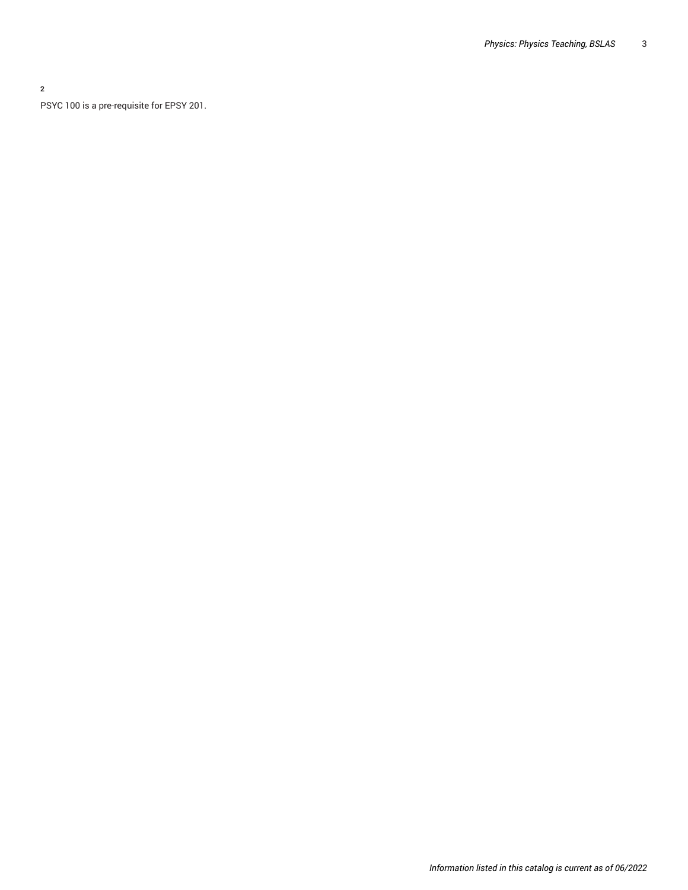[2] PSYC 100 is a pre-requisite for EPSY 201.